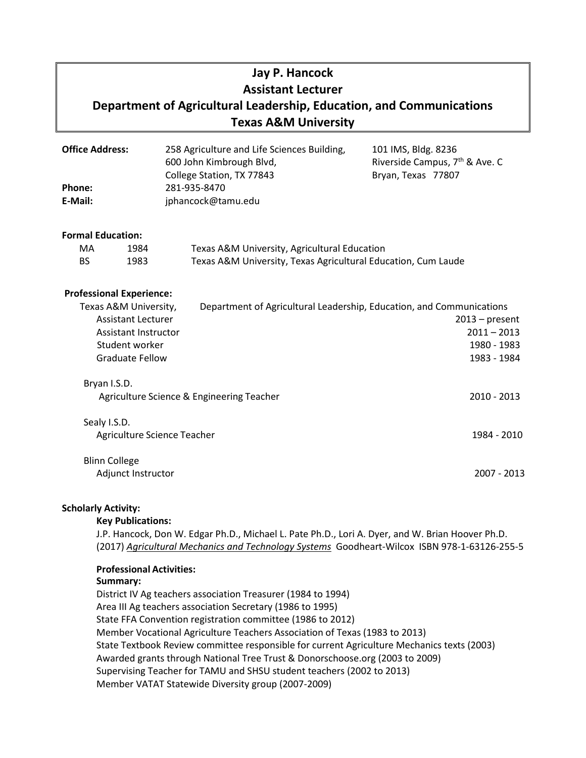# Jay P. Hancock
## Assistant Lecturer
## Department of Agricultural Leadership, Education, and Communications
## Texas A&M University

**Office Address:** 258 Agriculture and Life Sciences Building, 600 John Kimbrough Blvd, College Station, TX 77843

101 IMS, Bldg. 8236, Riverside Campus, 7th & Ave. C, Bryan, Texas 77807

**Phone:** 281-935-8470

**E-Mail:** jphancock@tamu.edu

**Formal Education:**

| | | |
|---|---|---|
| MA | 1984 | Texas A&M University, Agricultural Education |
| BS | 1983 | Texas A&M University, Texas Agricultural Education, Cum Laude |

**Professional Experience:**

Texas A&M University, Department of Agricultural Leadership, Education, and Communications

| | |
|---|---|
| Assistant Lecturer | 2013 – present |
| Assistant Instructor | 2011 – 2013 |
| Student worker | 1980 - 1983 |
| Graduate Fellow | 1983 - 1984 |

Bryan I.S.D.

| | |
|---|---|
| Agriculture Science & Engineering Teacher | 2010 - 2013 |

Sealy I.S.D.

| | |
|---|---|
| Agriculture Science Teacher | 1984 - 2010 |

Blinn College

| | |
|---|---|
| Adjunct Instructor | 2007 - 2013 |

**Scholarly Activity:**

**Key Publications:**

J.P. Hancock, Don W. Edgar Ph.D., Michael L. Pate Ph.D., Lori A. Dyer, and W. Brian Hoover Ph.D. (2017) *Agricultural Mechanics and Technology Systems* Goodheart-Wilcox ISBN 978-1-63126-255-5

**Professional Activities:**

**Summary:**

District IV Ag teachers association Treasurer (1984 to 1994)
Area III Ag teachers association Secretary (1986 to 1995)
State FFA Convention registration committee (1986 to 2012)
Member Vocational Agriculture Teachers Association of Texas (1983 to 2013)
State Textbook Review committee responsible for current Agriculture Mechanics texts (2003)
Awarded grants through National Tree Trust & Donorschoose.org (2003 to 2009)
Supervising Teacher for TAMU and SHSU student teachers (2002 to 2013)
Member VATAT Statewide Diversity group (2007-2009)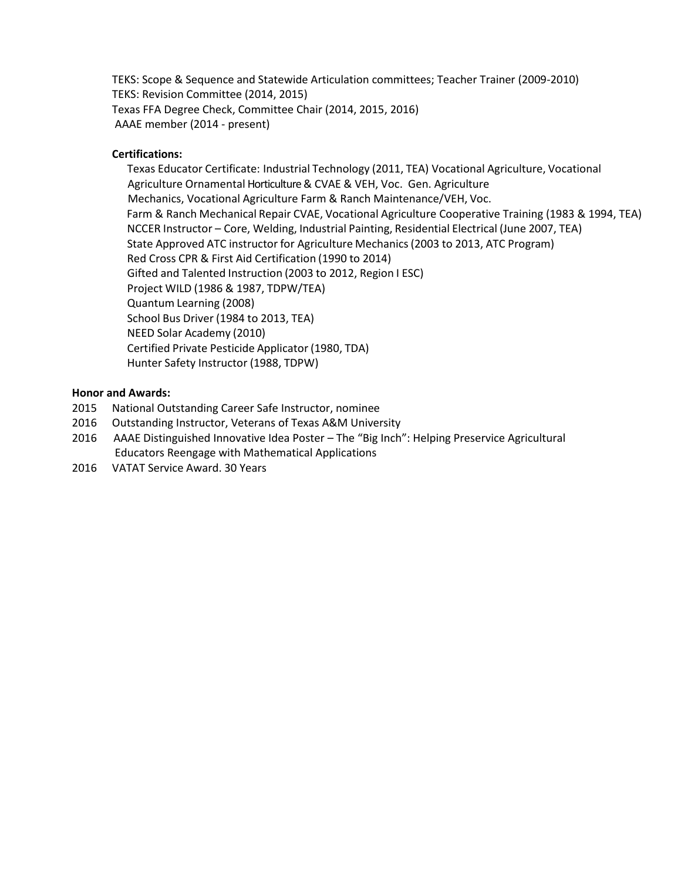TEKS: Scope & Sequence and Statewide Articulation committees; Teacher Trainer (2009-2010)
TEKS: Revision Committee (2014, 2015)
Texas FFA Degree Check, Committee Chair (2014, 2015, 2016)
AAAE member (2014 - present)

**Certifications:**

Texas Educator Certificate: Industrial Technology (2011, TEA) Vocational Agriculture, Vocational Agriculture Ornamental Horticulture & CVAE & VEH, Voc. Gen. Agriculture Mechanics, Vocational Agriculture Farm & Ranch Maintenance/VEH, Voc. Farm & Ranch Mechanical Repair CVAE, Vocational Agriculture Cooperative Training (1983 & 1994, TEA)
NCCER Instructor – Core, Welding, Industrial Painting, Residential Electrical (June 2007, TEA)
State Approved ATC instructor for Agriculture Mechanics (2003 to 2013, ATC Program)
Red Cross CPR & First Aid Certification (1990 to 2014)
Gifted and Talented Instruction (2003 to 2012, Region I ESC)
Project WILD (1986 & 1987, TDPW/TEA)
Quantum Learning (2008)
School Bus Driver (1984 to 2013, TEA)
NEED Solar Academy (2010)
Certified Private Pesticide Applicator (1980, TDA)
Hunter Safety Instructor (1988, TDPW)

**Honor and Awards:**

2015 National Outstanding Career Safe Instructor, nominee
2016 Outstanding Instructor, Veterans of Texas A&M University
2016 AAAE Distinguished Innovative Idea Poster – The "Big Inch": Helping Preservice Agricultural Educators Reengage with Mathematical Applications
2016 VATAT Service Award. 30 Years